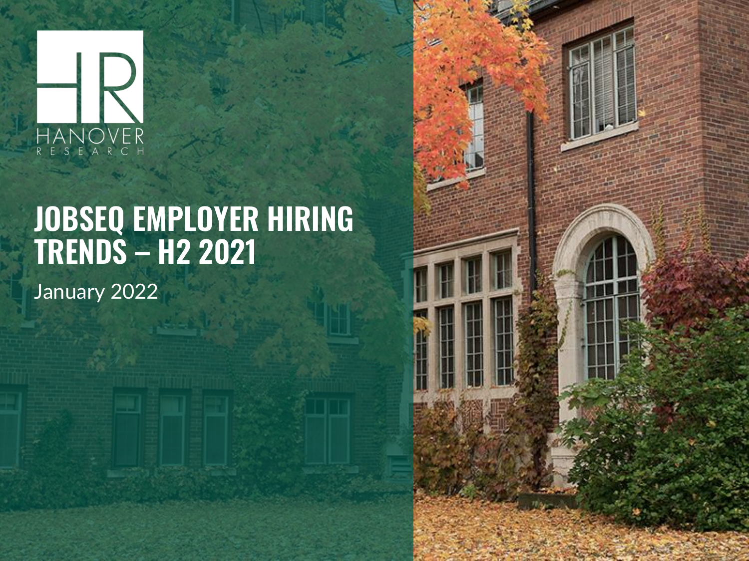HANOVER RESEARCH

# JOBSEQ EMPLOYER HIRING TRENDS – H2 2021

January 2022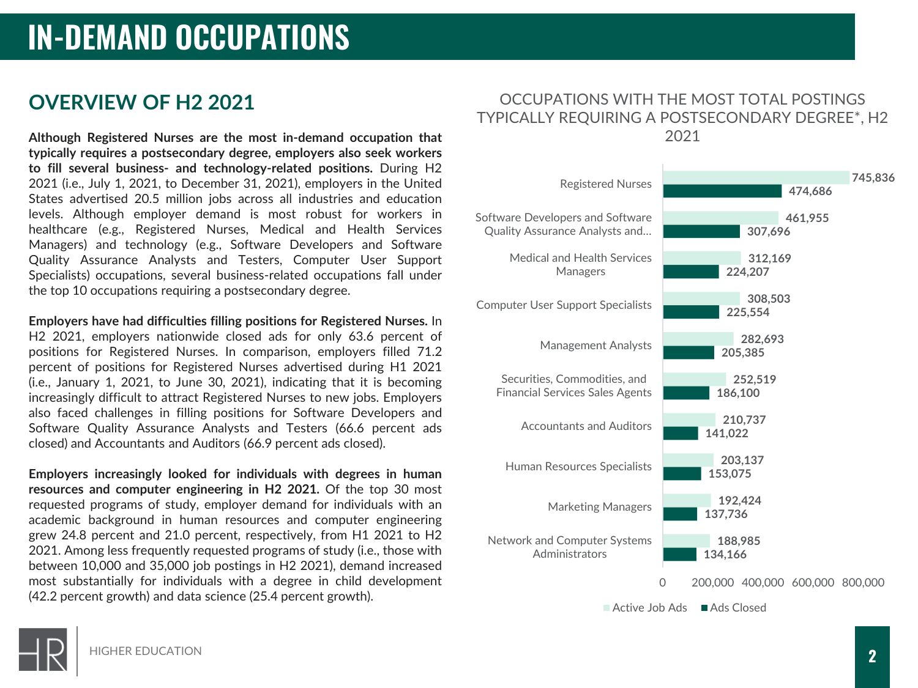# IN-DEMAND OCCUPATIONS

## OVERVIEW OF H2 2021

**Although Registered Nurses are the most in-demand occupation that typically requires a postsecondary degree, employers also seek workers to fill several business- and technology-related positions.** During H2 2021 (i.e., July 1, 2021, to December 31, 2021), employers in the United States advertised 20.5 million jobs across all industries and education levels. Although employer demand is most robust for workers in healthcare (e.g., Registered Nurses, Medical and Health Services Managers) and technology (e.g., Software Developers and Software Quality Assurance Analysts and Testers, Computer User Support Specialists) occupations, several business-related occupations fall under the top 10 occupations requiring a postsecondary degree.

**Employers have had difficulties filling positions for Registered Nurses.** In H2 2021, employers nationwide closed ads for only 63.6 percent of positions for Registered Nurses. In comparison, employers filled 71.2 percent of positions for Registered Nurses advertised during H1 2021 (i.e., January 1, 2021, to June 30, 2021), indicating that it is becoming increasingly difficult to attract Registered Nurses to new jobs. Employers also faced challenges in filling positions for Software Developers and Software Quality Assurance Analysts and Testers (66.6 percent ads closed) and Accountants and Auditors (66.9 percent ads closed).

**Employers increasingly looked for individuals with degrees in human resources and computer engineering in H2 2021.** Of the top 30 most requested programs of study, employer demand for individuals with an academic background in human resources and computer engineering grew 24.8 percent and 21.0 percent, respectively, from H1 2021 to H2 2021. Among less frequently requested programs of study (i.e., those with between 10,000 and 35,000 job postings in H2 2021), demand increased most substantially for individuals with a degree in child development (42.2 percent growth) and data science (25.4 percent growth).

OCCUPATIONS WITH THE MOST TOTAL POSTINGS TYPICALLY REQUIRING A POSTSECONDARY DEGREE*, H2 2021

| Occupation | Active Job Ads | Ads Closed |
|---|---|---|
| Registered Nurses | 745,836 | 474,686 |
| Software Developers and Software Quality Assurance Analysts and... | 461,955 | 307,696 |
| Medical and Health Services Managers | 312,169 | 224,207 |
| Computer User Support Specialists | 308,503 | 225,554 |
| Management Analysts | 282,693 | 205,385 |
| Securities, Commodities, and Financial Services Sales Agents | 252,519 | 186,100 |
| Accountants and Auditors | 210,737 | 141,022 |
| Human Resources Specialists | 203,137 | 153,075 |
| Marketing Managers | 192,424 | 137,736 |
| Network and Computer Systems Administrators | 188,985 | 134,166 |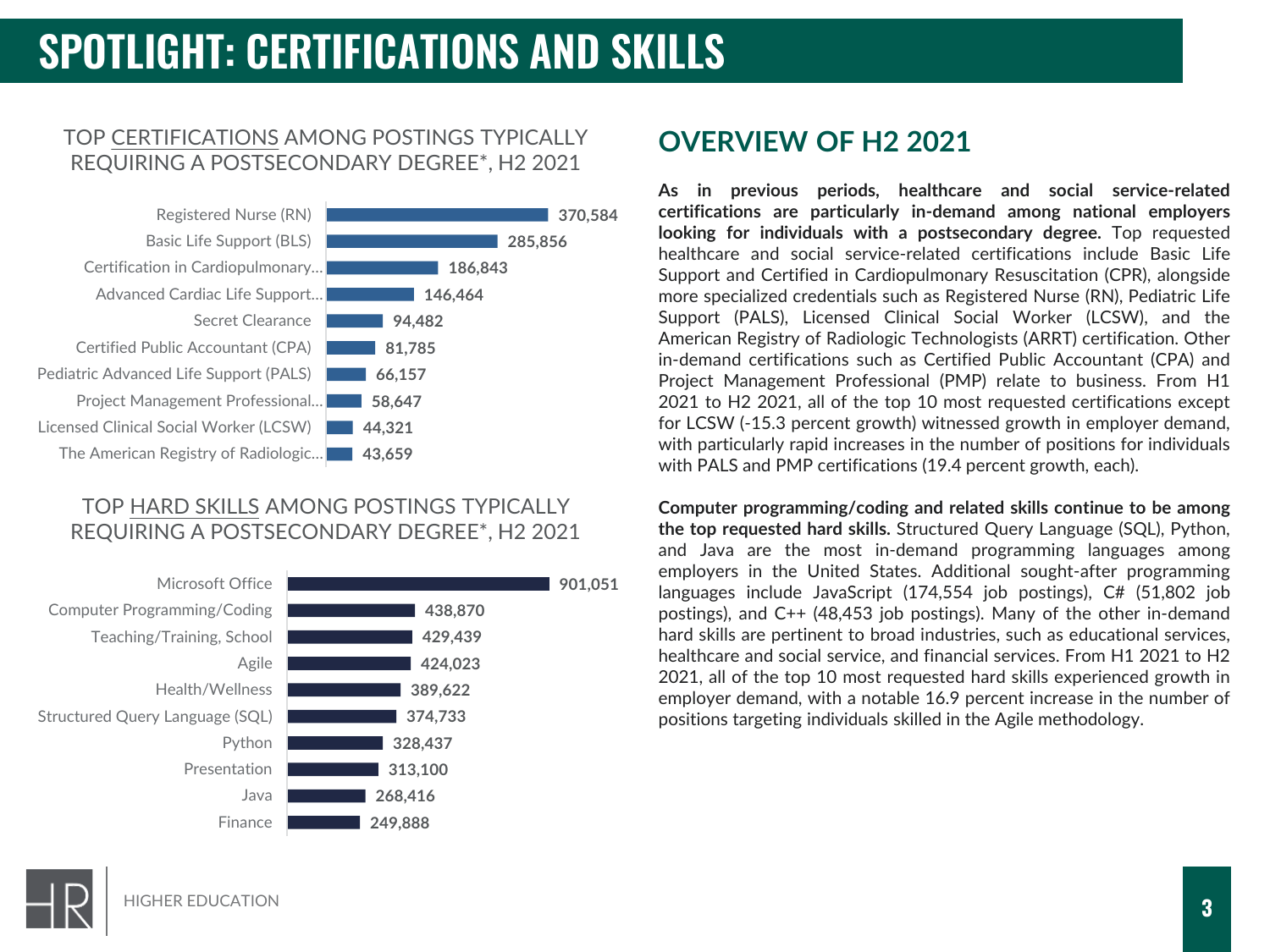# SPOTLIGHT: CERTIFICATIONS AND SKILLS

TOP CERTIFICATIONS AMONG POSTINGS TYPICALLY REQUIRING A POSTSECONDARY DEGREE*, H2 2021

| Certification | Postings |
| --- | --- |
| Registered Nurse (RN) | 370,584 |
| Basic Life Support (BLS) | 285,856 |
| Certification in Cardiopulmonary… | 186,843 |
| Advanced Cardiac Life Support… | 146,464 |
| Secret Clearance | 94,482 |
| Certified Public Accountant (CPA) | 81,785 |
| Pediatric Advanced Life Support (PALS) | 66,157 |
| Project Management Professional… | 58,647 |
| Licensed Clinical Social Worker (LCSW) | 44,321 |
| The American Registry of Radiologic… | 43,659 |

TOP HARD SKILLS AMONG POSTINGS TYPICALLY REQUIRING A POSTSECONDARY DEGREE*, H2 2021

| Hard Skill | Postings |
| --- | --- |
| Microsoft Office | 901,051 |
| Computer Programming/Coding | 438,870 |
| Teaching/Training, School | 429,439 |
| Agile | 424,023 |
| Health/Wellness | 389,622 |
| Structured Query Language (SQL) | 374,733 |
| Python | 328,437 |
| Presentation | 313,100 |
| Java | 268,416 |
| Finance | 249,888 |

## OVERVIEW OF H2 2021

**As in previous periods, healthcare and social service-related certifications are particularly in-demand among national employers looking for individuals with a postsecondary degree.** Top requested healthcare and social service-related certifications include Basic Life Support and Certified in Cardiopulmonary Resuscitation (CPR), alongside more specialized credentials such as Registered Nurse (RN), Pediatric Life Support (PALS), Licensed Clinical Social Worker (LCSW), and the American Registry of Radiologic Technologists (ARRT) certification. Other in-demand certifications such as Certified Public Accountant (CPA) and Project Management Professional (PMP) relate to business. From H1 2021 to H2 2021, all of the top 10 most requested certifications except for LCSW (-15.3 percent growth) witnessed growth in employer demand, with particularly rapid increases in the number of positions for individuals with PALS and PMP certifications (19.4 percent growth, each).

**Computer programming/coding and related skills continue to be among the top requested hard skills.** Structured Query Language (SQL), Python, and Java are the most in-demand programming languages among employers in the United States. Additional sought-after programming languages include JavaScript (174,554 job postings), C# (51,802 job postings), and C++ (48,453 job postings). Many of the other in-demand hard skills are pertinent to broad industries, such as educational services, healthcare and social service, and financial services. From H1 2021 to H2 2021, all of the top 10 most requested hard skills experienced growth in employer demand, with a notable 16.9 percent increase in the number of positions targeting individuals skilled in the Agile methodology.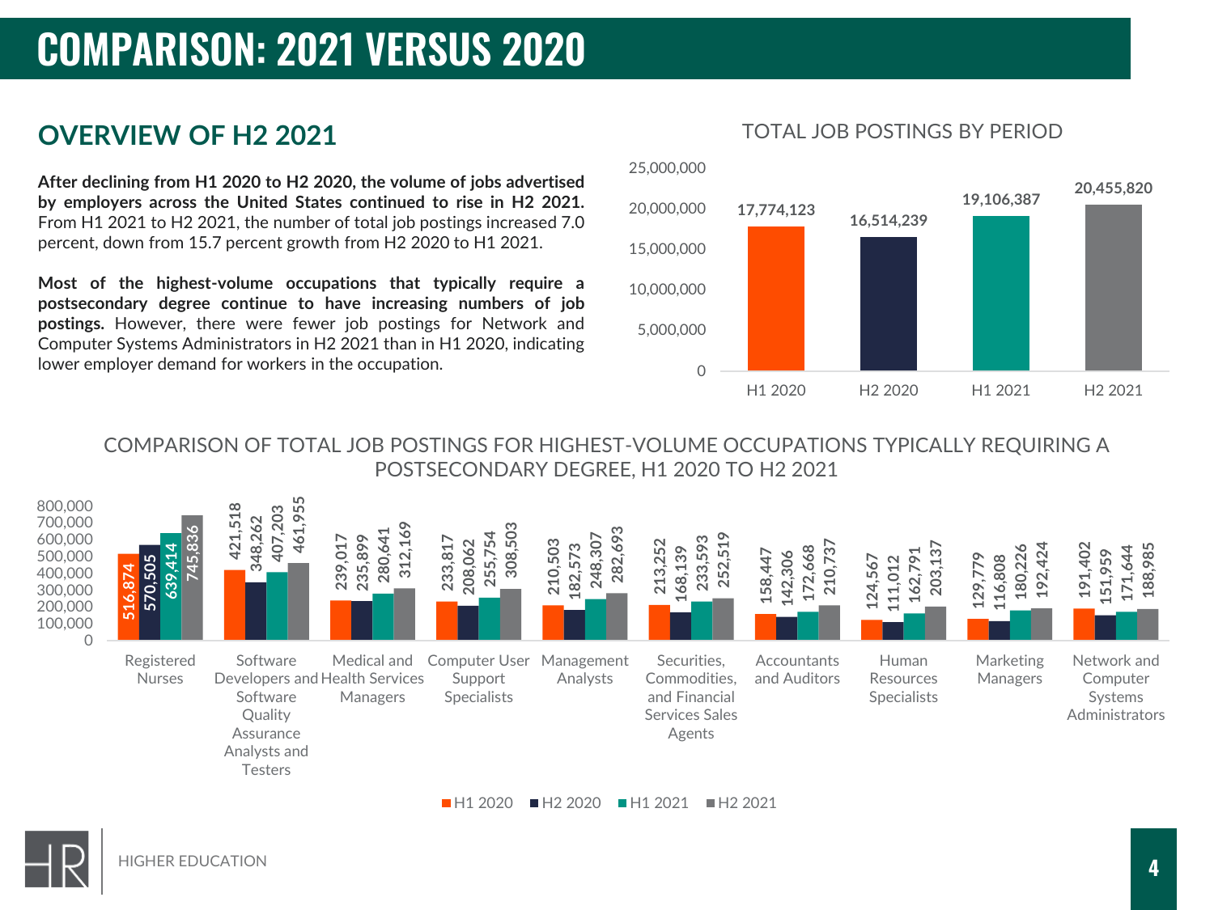# COMPARISON: 2021 VERSUS 2020

## OVERVIEW OF H2 2021

**After declining from H1 2020 to H2 2020, the volume of jobs advertised by employers across the United States continued to rise in H2 2021.** From H1 2021 to H2 2021, the number of total job postings increased 7.0 percent, down from 15.7 percent growth from H2 2020 to H1 2021.

**Most of the highest-volume occupations that typically require a postsecondary degree continue to have increasing numbers of job postings.** However, there were fewer job postings for Network and Computer Systems Administrators in H2 2021 than in H1 2020, indicating lower employer demand for workers in the occupation.

### TOTAL JOB POSTINGS BY PERIOD

| Period | Total Job Postings |
|---|---|
| H1 2020 | 17,774,123 |
| H2 2020 | 16,514,239 |
| H1 2021 | 19,106,387 |
| H2 2021 | 20,455,820 |

### COMPARISON OF TOTAL JOB POSTINGS FOR HIGHEST-VOLUME OCCUPATIONS TYPICALLY REQUIRING A POSTSECONDARY DEGREE, H1 2020 TO H2 2021

| Occupation | H1 2020 | H2 2020 | H1 2021 | H2 2021 |
|---|---|---|---|---|
| Registered Nurses | 516,874 | 570,505 | 639,414 | 745,836 |
| Software Developers and Software Quality Assurance Analysts and Testers | 421,518 | 348,262 | 407,203 | 461,955 |
| Medical and Health Services Managers | 239,017 | 235,899 | 280,641 | 312,169 |
| Computer User Support Specialists | 233,817 | 208,062 | 255,754 | 308,503 |
| Management Analysts | 210,503 | 182,573 | 248,307 | 282,693 |
| Securities, Commodities, and Financial Services Sales Agents | 213,252 | 168,139 | 233,593 | 252,519 |
| Accountants and Auditors | 158,447 | 142,306 | 172,668 | 210,737 |
| Human Resources Specialists | 124,567 | 111,012 | 162,791 | 203,137 |
| Marketing Managers | 129,779 | 116,808 | 180,226 | 192,424 |
| Network and Computer Systems Administrators | 191,402 | 151,959 | 171,644 | 188,985 |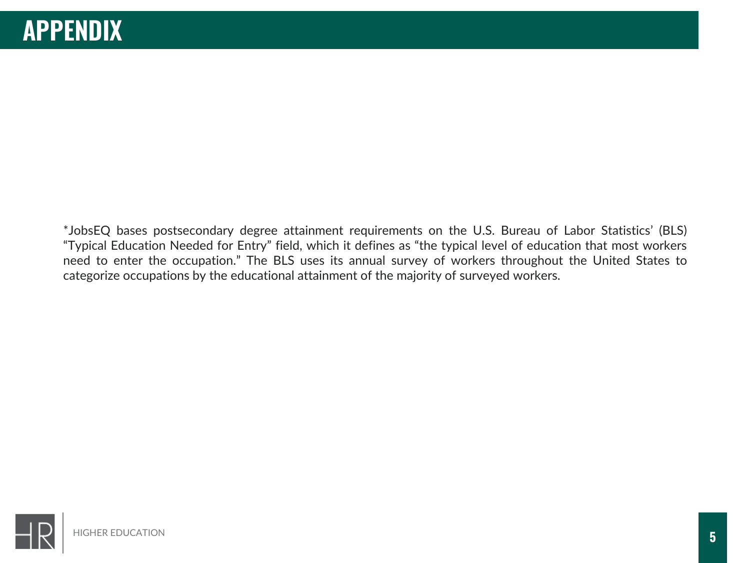# APPENDIX

*JobsEQ bases postsecondary degree attainment requirements on the U.S. Bureau of Labor Statistics' (BLS) "Typical Education Needed for Entry" field, which it defines as "the typical level of education that most workers need to enter the occupation." The BLS uses its annual survey of workers throughout the United States to categorize occupations by the educational attainment of the majority of surveyed workers.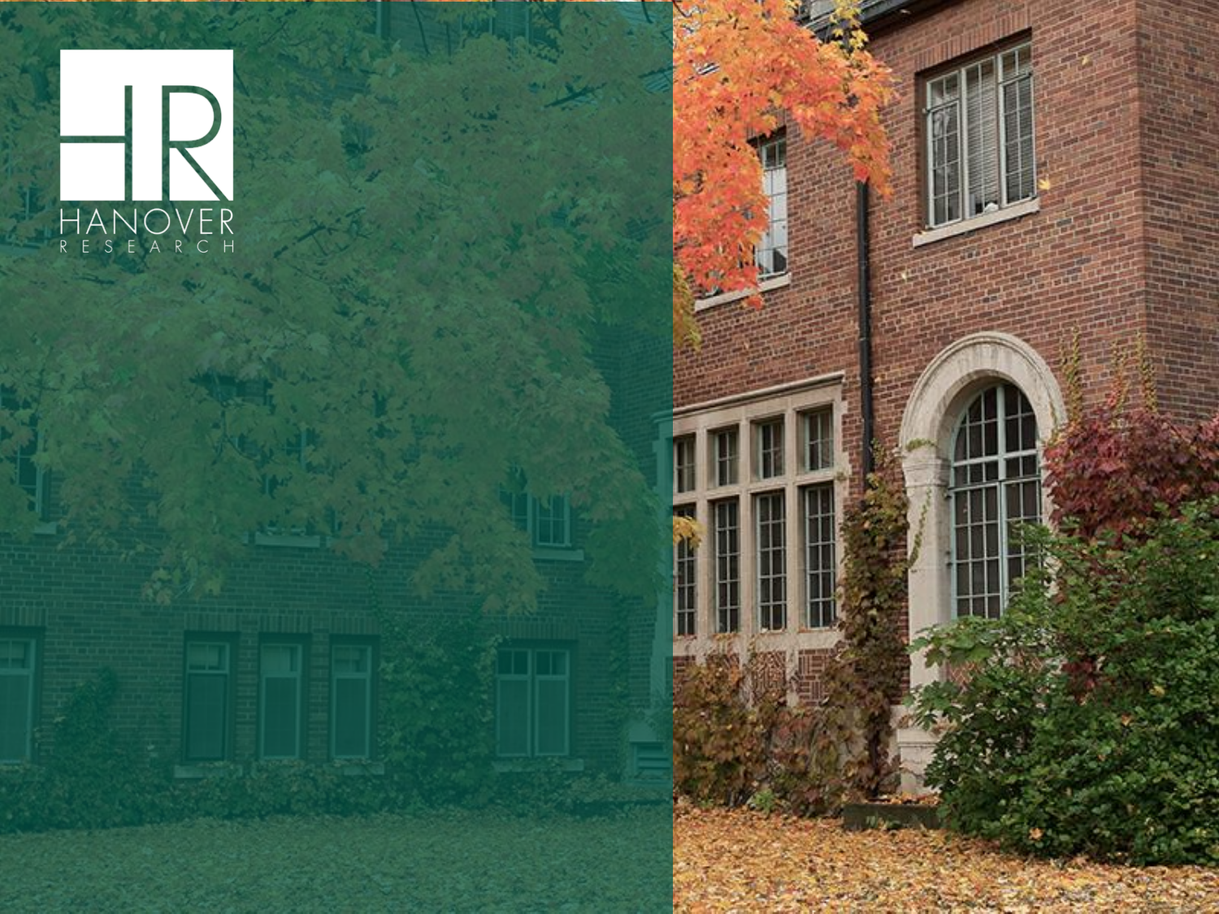HANOVER

RESEARCH